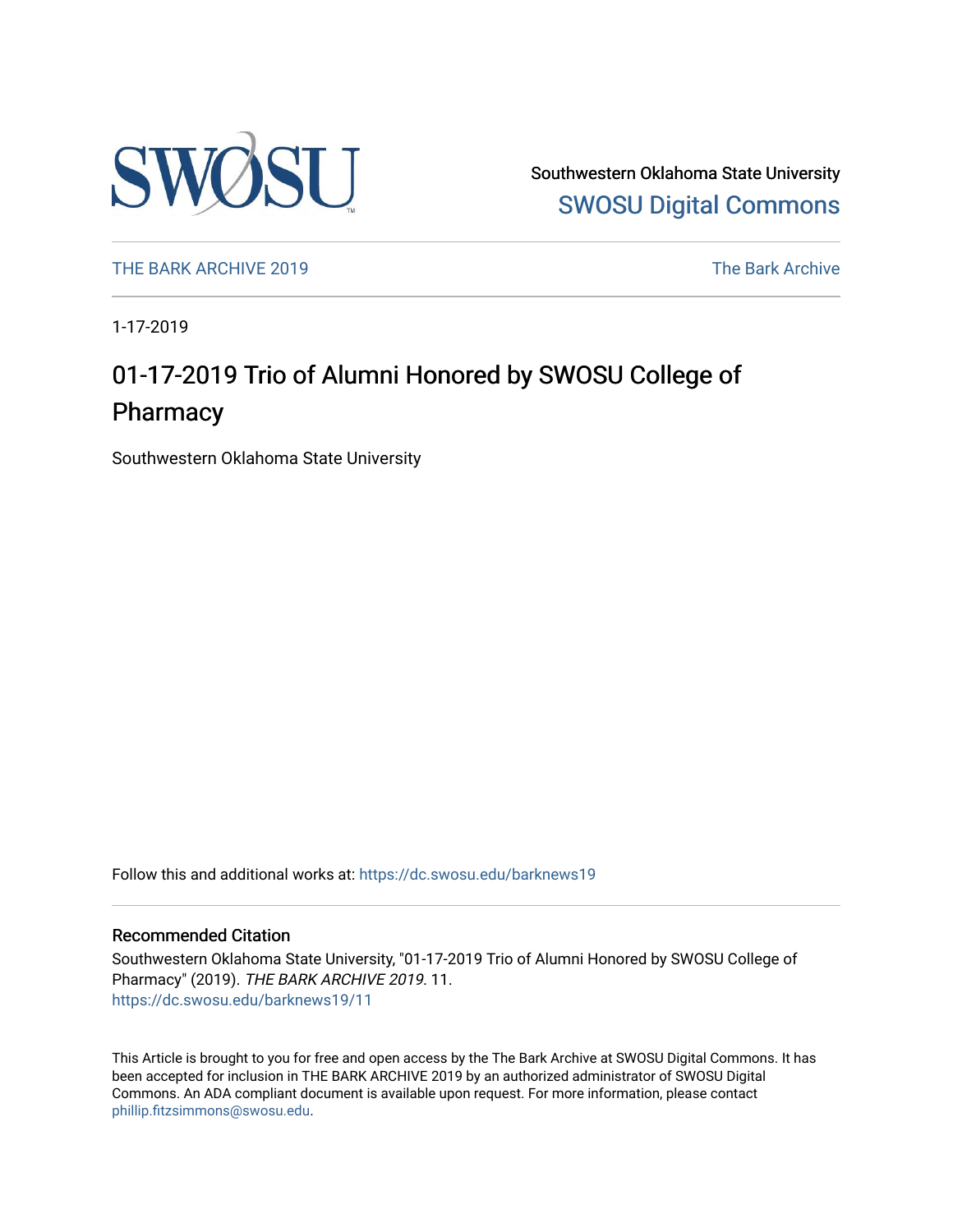Southwestern Oklahoma State University

SWOSU Digital Commons

THE BARK ARCHIVE 2019

The Bark Archive

1-17-2019

# 01-17-2019 Trio of Alumni Honored by SWOSU College of Pharmacy

Southwestern Oklahoma State University

Follow this and additional works at: https://dc.swosu.edu/barknews19

## Recommended Citation

Southwestern Oklahoma State University, "01-17-2019 Trio of Alumni Honored by SWOSU College of Pharmacy" (2019). *THE BARK ARCHIVE 2019*. 11.
https://dc.swosu.edu/barknews19/11

This Article is brought to you for free and open access by the The Bark Archive at SWOSU Digital Commons. It has been accepted for inclusion in THE BARK ARCHIVE 2019 by an authorized administrator of SWOSU Digital Commons. An ADA compliant document is available upon request. For more information, please contact phillip.fitzsimmons@swosu.edu.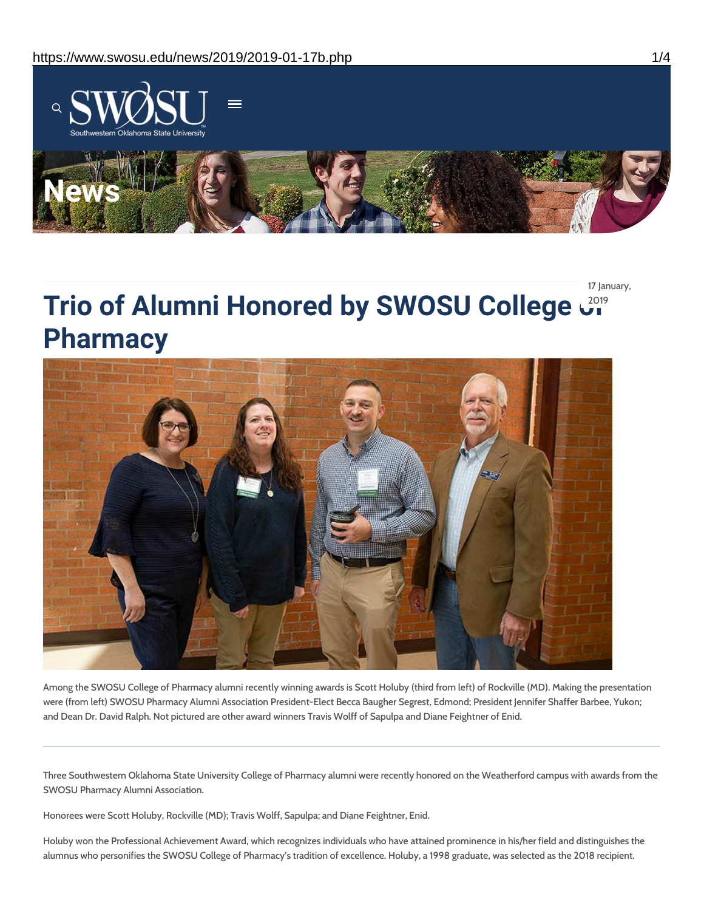# Trio of Alumni Honored by SWOSU College of Pharmacy

17 January, 2019

Among the SWOSU College of Pharmacy alumni recently winning awards is Scott Holuby (third from left) of Rockville (MD). Making the presentation were (from left) SWOSU Pharmacy Alumni Association President-Elect Becca Baugher Segrest, Edmond; President Jennifer Shaffer Barbee, Yukon; and Dean Dr. David Ralph. Not pictured are other award winners Travis Wolff of Sapulpa and Diane Feightner of Enid.

---

Three Southwestern Oklahoma State University College of Pharmacy alumni were recently honored on the Weatherford campus with awards from the SWOSU Pharmacy Alumni Association.

Honorees were Scott Holuby, Rockville (MD); Travis Wolff, Sapulpa; and Diane Feightner, Enid.

Holuby won the Professional Achievement Award, which recognizes individuals who have attained prominence in his/her field and distinguishes the alumnus who personifies the SWOSU College of Pharmacy's tradition of excellence. Holuby, a 1998 graduate, was selected as the 2018 recipient.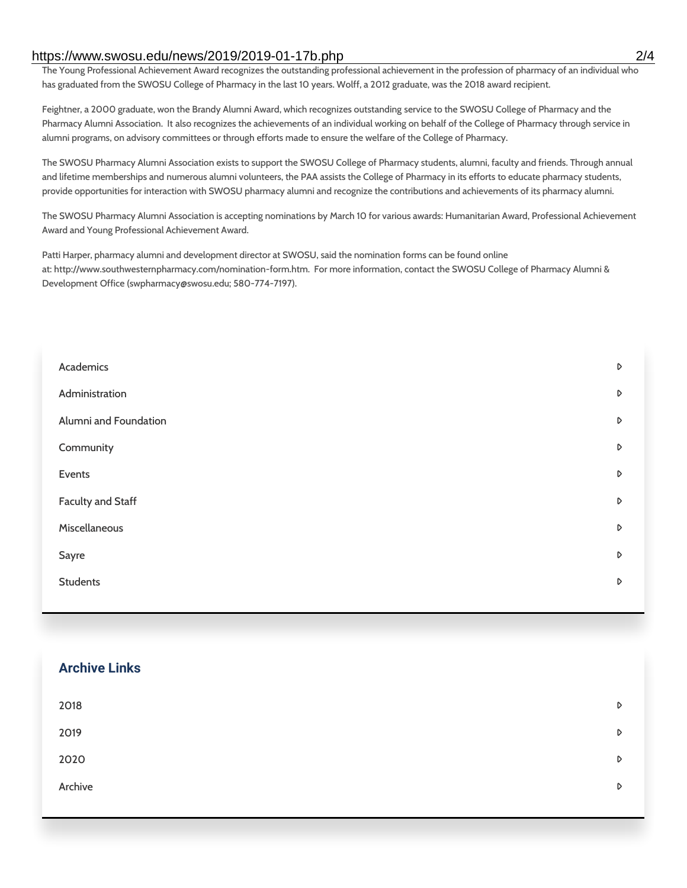The Young Professional Achievement Award recognizes the outstanding professional achievement in the profession of pharmacy of an individual who has graduated from the SWOSU College of Pharmacy in the last 10 years. Wolff, a 2012 graduate, was the 2018 award recipient.

Feightner, a 2000 graduate, won the Brandy Alumni Award, which recognizes outstanding service to the SWOSU College of Pharmacy and the Pharmacy Alumni Association. It also recognizes the achievements of an individual working on behalf of the College of Pharmacy through service in alumni programs, on advisory committees or through efforts made to ensure the welfare of the College of Pharmacy.

The SWOSU Pharmacy Alumni Association exists to support the SWOSU College of Pharmacy students, alumni, faculty and friends. Through annual and lifetime memberships and numerous alumni volunteers, the PAA assists the College of Pharmacy in its efforts to educate pharmacy students, provide opportunities for interaction with SWOSU pharmacy alumni and recognize the contributions and achievements of its pharmacy alumni.

The SWOSU Pharmacy Alumni Association is accepting nominations by March 10 for various awards: Humanitarian Award, Professional Achievement Award and Young Professional Achievement Award.

Patti Harper, pharmacy alumni and development director at SWOSU, said the nomination forms can be found online at: http://www.southwesternpharmacy.com/nomination-form.htm. For more information, contact the SWOSU College of Pharmacy Alumni & Development Office (swpharmacy@swosu.edu; 580-774-7197).

- Academics
- Administration
- Alumni and Foundation
- Community
- Events
- Faculty and Staff
- Miscellaneous
- Sayre
- Students

## Archive Links

- 2018
- 2019
- 2020
- Archive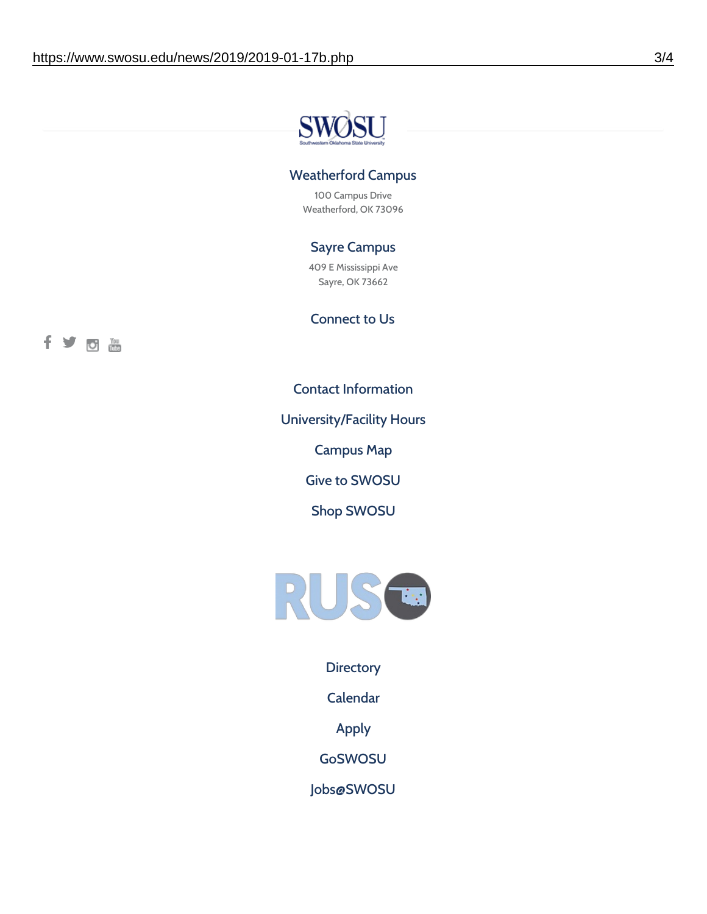## Weatherford Campus

100 Campus Drive
Weatherford, OK 73096

## Sayre Campus

409 E Mississippi Ave
Sayre, OK 73662

## Connect to Us

Contact Information

University/Facility Hours

Campus Map

Give to SWOSU

Shop SWOSU

Directory

Calendar

Apply

GoSWOSU

Jobs@SWOSU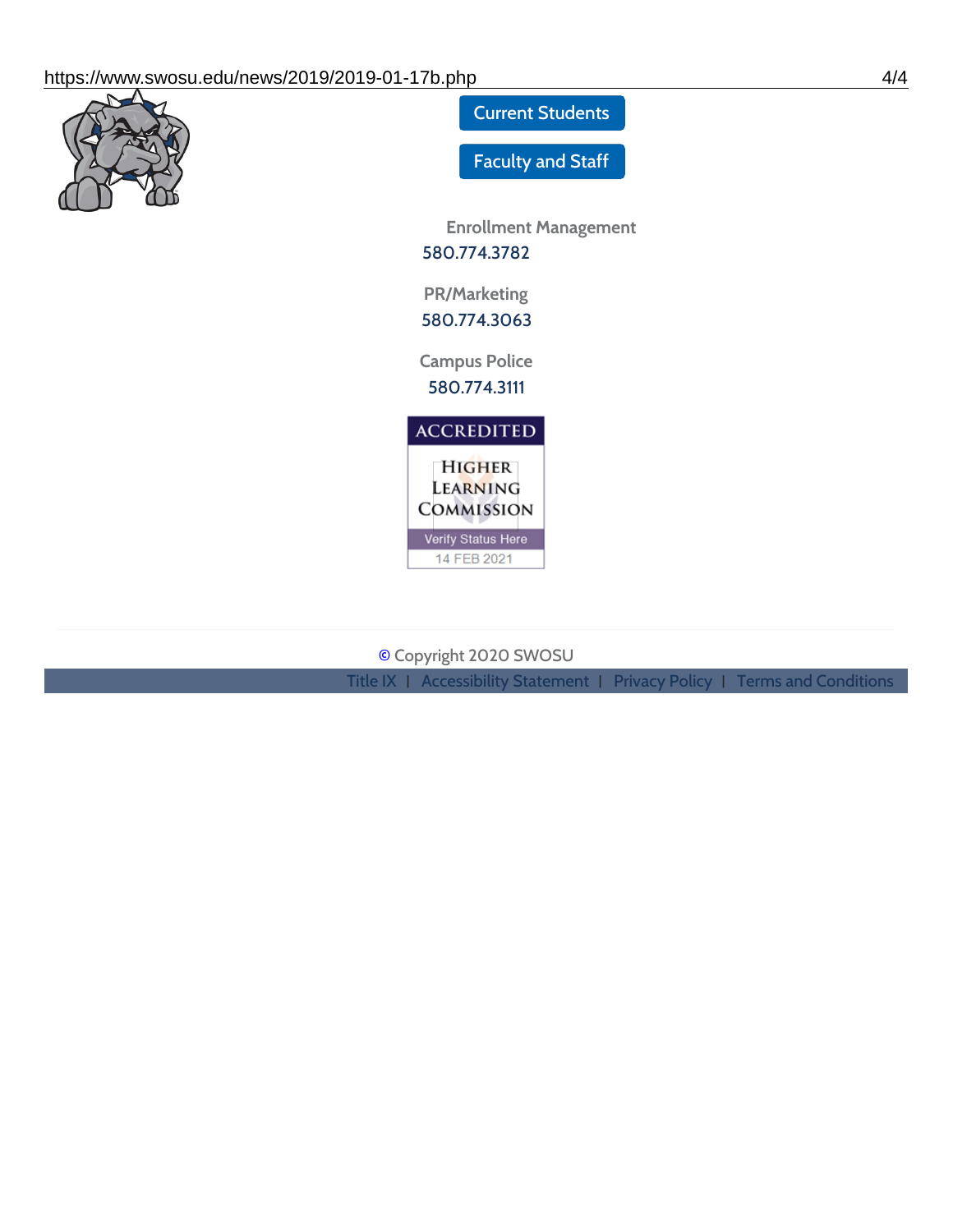Current Students

Faculty and Staff

Enrollment Management
580.774.3782

PR/Marketing
580.774.3063

Campus Police
580.774.3111

ACCREDITED
HIGHER LEARNING COMMISSION
Verify Status Here
14 FEB 2021

© Copyright 2020 SWOSU

Title IX | Accessibility Statement | Privacy Policy | Terms and Conditions